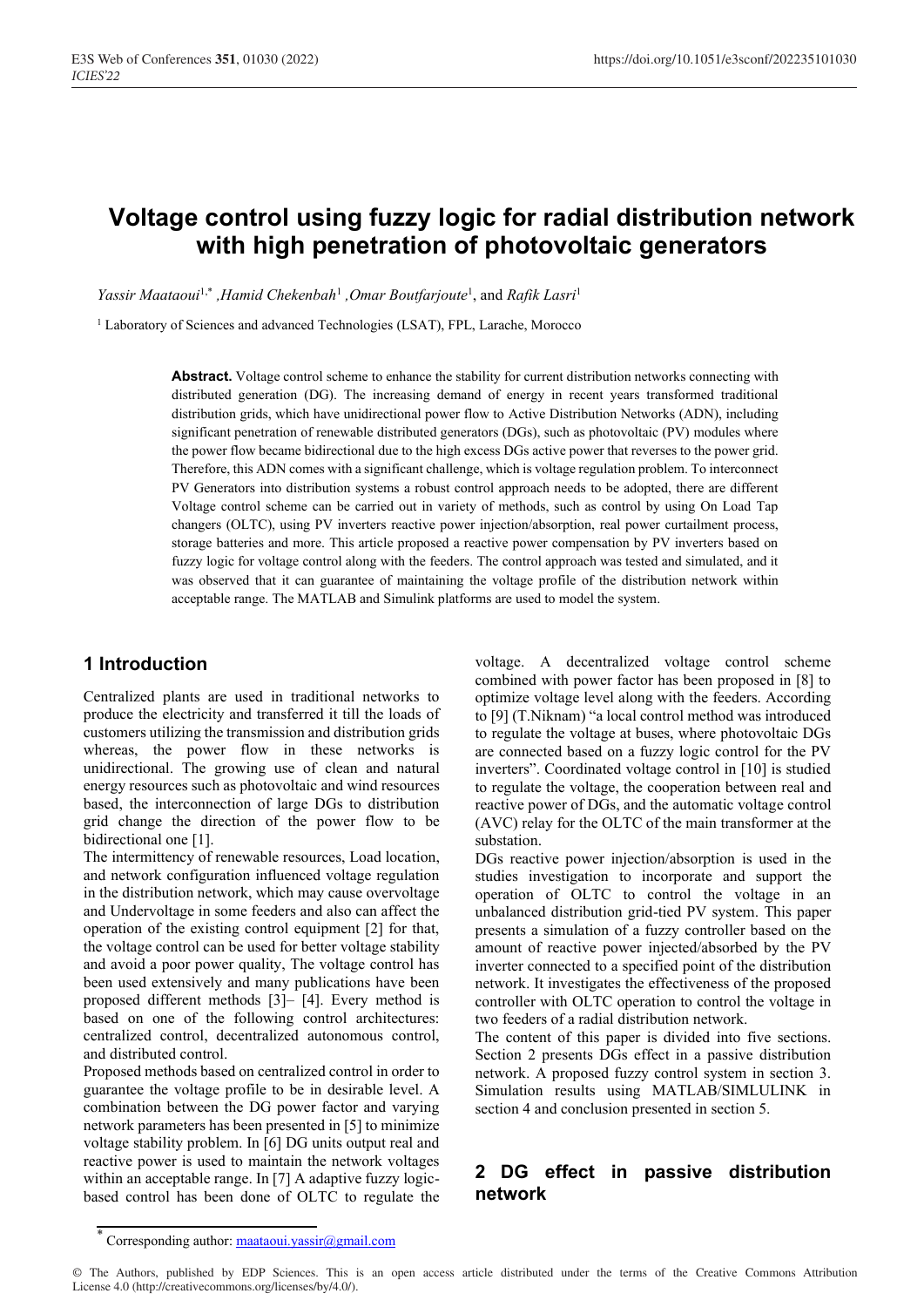# Voltage control using fuzzy logic for radial distribution network with high penetration of photovoltaic generators

*Yassir Maataoui*[1,*] *,Hamid Chekenbah*[1] *,Omar Boutfarjoute*[1], and *Rafik Lasri*[1]

[1] Laboratory of Sciences and advanced Technologies (LSAT), FPL, Larache, Morocco

**Abstract.** Voltage control scheme to enhance the stability for current distribution networks connecting with distributed generation (DG). The increasing demand of energy in recent years transformed traditional distribution grids, which have unidirectional power flow to Active Distribution Networks (ADN), including significant penetration of renewable distributed generators (DGs), such as photovoltaic (PV) modules where the power flow became bidirectional due to the high excess DGs active power that reverses to the power grid. Therefore, this ADN comes with a significant challenge, which is voltage regulation problem. To interconnect PV Generators into distribution systems a robust control approach needs to be adopted, there are different Voltage control scheme can be carried out in variety of methods, such as control by using On Load Tap changers (OLTC), using PV inverters reactive power injection/absorption, real power curtailment process, storage batteries and more. This article proposed a reactive power compensation by PV inverters based on fuzzy logic for voltage control along with the feeders. The control approach was tested and simulated, and it was observed that it can guarantee of maintaining the voltage profile of the distribution network within acceptable range. The MATLAB and Simulink platforms are used to model the system.

## 1 Introduction

Centralized plants are used in traditional networks to produce the electricity and transferred it till the loads of customers utilizing the transmission and distribution grids whereas, the power flow in these networks is unidirectional. The growing use of clean and natural energy resources such as photovoltaic and wind resources based, the interconnection of large DGs to distribution grid change the direction of the power flow to be bidirectional one [1].

The intermittency of renewable resources, Load location, and network configuration influenced voltage regulation in the distribution network, which may cause overvoltage and Undervoltage in some feeders and also can affect the operation of the existing control equipment [2] for that, the voltage control can be used for better voltage stability and avoid a poor power quality, The voltage control has been used extensively and many publications have been proposed different methods [3]– [4]. Every method is based on one of the following control architectures: centralized control, decentralized autonomous control, and distributed control.

Proposed methods based on centralized control in order to guarantee the voltage profile to be in desirable level. A combination between the DG power factor and varying network parameters has been presented in [5] to minimize voltage stability problem. In [6] DG units output real and reactive power is used to maintain the network voltages within an acceptable range. In [7] A adaptive fuzzy logic-based control has been done of OLTC to regulate the voltage. A decentralized voltage control scheme combined with power factor has been proposed in [8] to optimize voltage level along with the feeders. According to [9] (T.Niknam) "a local control method was introduced to regulate the voltage at buses, where photovoltaic DGs are connected based on a fuzzy logic control for the PV inverters". Coordinated voltage control in [10] is studied to regulate the voltage, the cooperation between real and reactive power of DGs, and the automatic voltage control (AVC) relay for the OLTC of the main transformer at the substation.

DGs reactive power injection/absorption is used in the studies investigation to incorporate and support the operation of OLTC to control the voltage in an unbalanced distribution grid-tied PV system. This paper presents a simulation of a fuzzy controller based on the amount of reactive power injected/absorbed by the PV inverter connected to a specified point of the distribution network. It investigates the effectiveness of the proposed controller with OLTC operation to control the voltage in two feeders of a radial distribution network.

The content of this paper is divided into five sections. Section 2 presents DGs effect in a passive distribution network. A proposed fuzzy control system in section 3. Simulation results using MATLAB/SIMLULINK in section 4 and conclusion presented in section 5.

## 2 DG effect in passive distribution network

\* Corresponding author: maataoui.yassir@gmail.com

© The Authors, published by EDP Sciences. This is an open access article distributed under the terms of the Creative Commons Attribution License 4.0 (http://creativecommons.org/licenses/by/4.0/).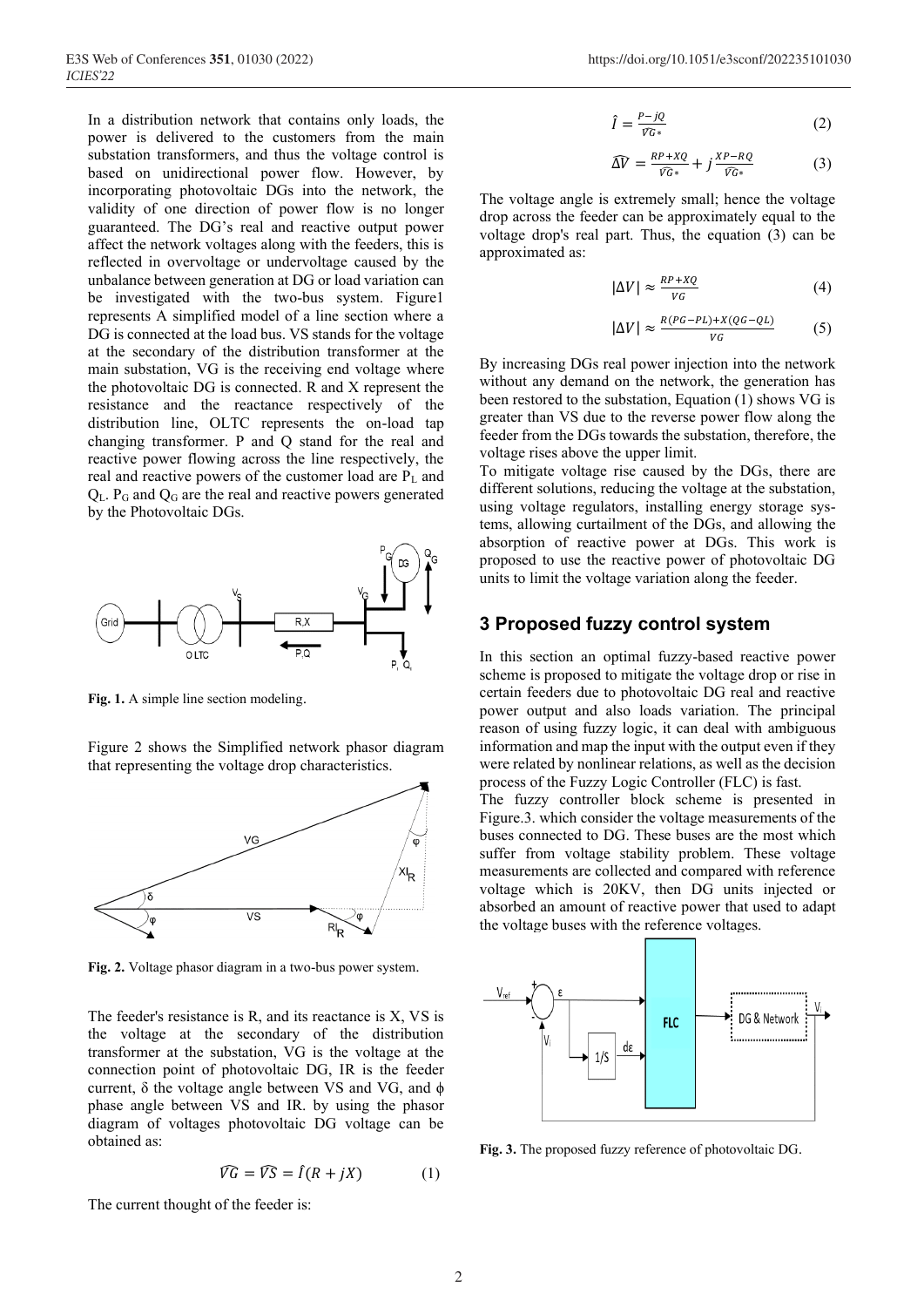In a distribution network that contains only loads, the power is delivered to the customers from the main substation transformers, and thus the voltage control is based on unidirectional power flow. However, by incorporating photovoltaic DGs into the network, the validity of one direction of power flow is no longer guaranteed. The DG's real and reactive output power affect the network voltages along with the feeders, this is reflected in overvoltage or undervoltage caused by the unbalance between generation at DG or load variation can be investigated with the two-bus system. Figure1 represents A simplified model of a line section where a DG is connected at the load bus. VS stands for the voltage at the secondary of the distribution transformer at the main substation, VG is the receiving end voltage where the photovoltaic DG is connected. R and X represent the resistance and the reactance respectively of the distribution line, OLTC represents the on-load tap changing transformer. P and Q stand for the real and reactive power flowing across the line respectively, the real and reactive powers of the customer load are $P_L$ and $Q_L$. $P_G$ and $Q_G$ are the real and reactive powers generated by the Photovoltaic DGs.

**Fig. 1.** A simple line section modeling.

Figure 2 shows the Simplified network phasor diagram that representing the voltage drop characteristics.

**Fig. 2.** Voltage phasor diagram in a two-bus power system.

The feeder's resistance is R, and its reactance is X, VS is the voltage at the secondary of the distribution transformer at the substation, VG is the voltage at the connection point of photovoltaic DG, IR is the feeder current, δ the voltage angle between VS and VG, and ϕ phase angle between VS and IR. by using the phasor diagram of voltages photovoltaic DG voltage can be obtained as:

$$\widehat{VG} = \widehat{VS} = \hat{I}(R + jX) \qquad (1)$$

The current thought of the feeder is:

$$\hat{I} = \frac{P - jQ}{\widehat{VG*}} \qquad (2)$$

$$\widehat{\Delta V} = \frac{RP + XQ}{\widehat{VG*}} + j\frac{XP - RQ}{\widehat{VG*}} \qquad (3)$$

The voltage angle is extremely small; hence the voltage drop across the feeder can be approximately equal to the voltage drop's real part. Thus, the equation (3) can be approximated as:

$$|\Delta V| \approx \frac{RP + XQ}{VG} \qquad (4)$$

$$|\Delta V| \approx \frac{R(PG - PL) + X(QG - QL)}{VG} \qquad (5)$$

By increasing DGs real power injection into the network without any demand on the network, the generation has been restored to the substation, Equation (1) shows VG is greater than VS due to the reverse power flow along the feeder from the DGs towards the substation, therefore, the voltage rises above the upper limit.

To mitigate voltage rise caused by the DGs, there are different solutions, reducing the voltage at the substation, using voltage regulators, installing energy storage systems, allowing curtailment of the DGs, and allowing the absorption of reactive power at DGs. This work is proposed to use the reactive power of photovoltaic DG units to limit the voltage variation along the feeder.

## 3 Proposed fuzzy control system

In this section an optimal fuzzy-based reactive power scheme is proposed to mitigate the voltage drop or rise in certain feeders due to photovoltaic DG real and reactive power output and also loads variation. The principal reason of using fuzzy logic, it can deal with ambiguous information and map the input with the output even if they were related by nonlinear relations, as well as the decision process of the Fuzzy Logic Controller (FLC) is fast.

The fuzzy controller block scheme is presented in Figure.3. which consider the voltage measurements of the buses connected to DG. These buses are the most which suffer from voltage stability problem. These voltage measurements are collected and compared with reference voltage which is 20KV, then DG units injected or absorbed an amount of reactive power that used to adapt the voltage buses with the reference voltages.

**Fig. 3.** The proposed fuzzy reference of photovoltaic DG.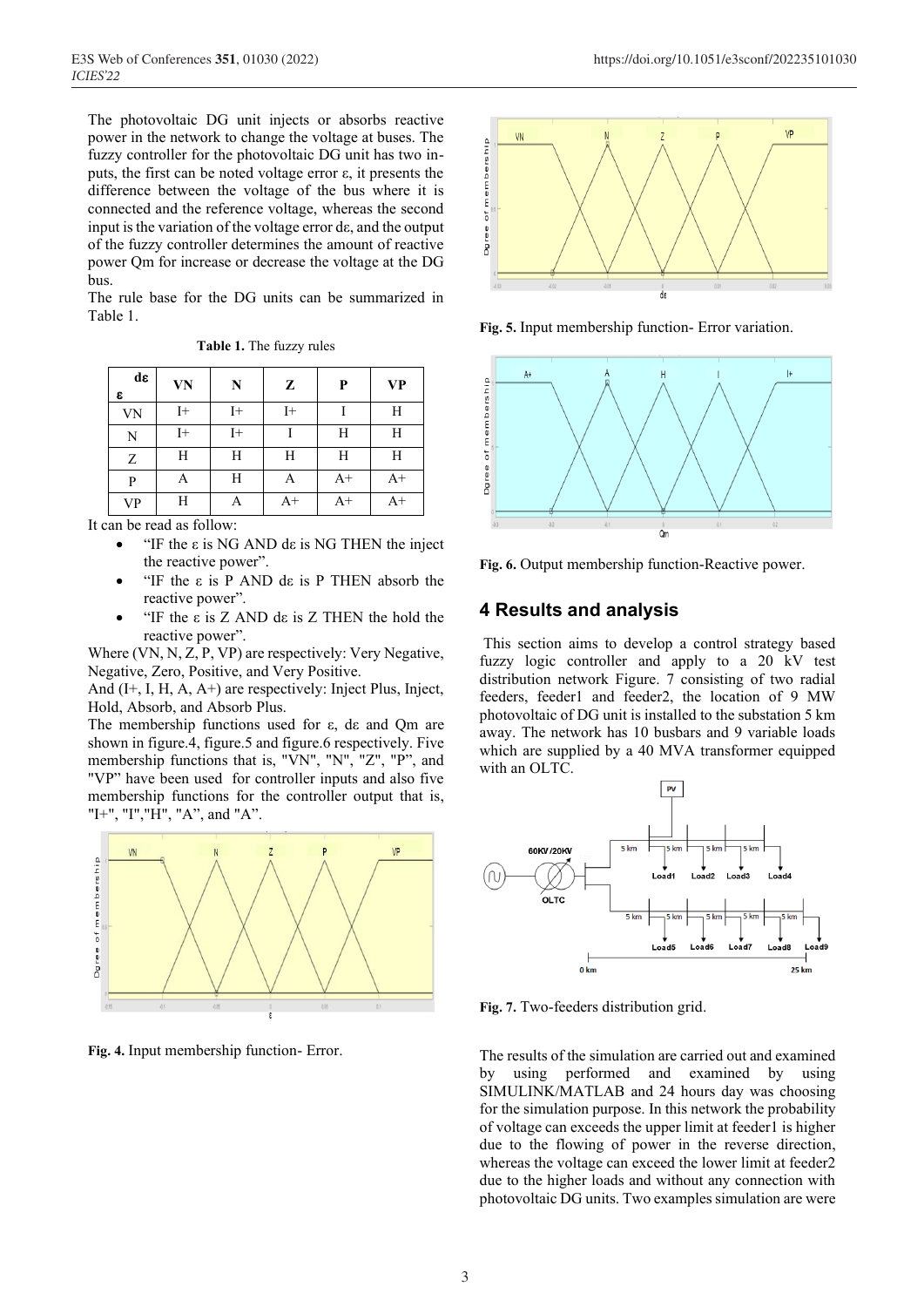The photovoltaic DG unit injects or absorbs reactive power in the network to change the voltage at buses. The fuzzy controller for the photovoltaic DG unit has two inputs, the first can be noted voltage error ε, it presents the difference between the voltage of the bus where it is connected and the reference voltage, whereas the second input is the variation of the voltage error dε, and the output of the fuzzy controller determines the amount of reactive power Qm for increase or decrease the voltage at the DG bus.

The rule base for the DG units can be summarized in Table 1.

**Table 1.** The fuzzy rules

| ε \ dε | VN | N | Z | P | VP |
|---|---|---|---|---|---|
| VN | I+ | I+ | I+ | I | H |
| N | I+ | I+ | I | H | H |
| Z | H | H | H | H | H |
| P | A | H | A | A+ | A+ |
| VP | H | A | A+ | A+ | A+ |

It can be read as follow:

- "IF the ε is NG AND dε is NG THEN the inject the reactive power".
- "IF the ε is P AND dε is P THEN absorb the reactive power".
- "IF the ε is Z AND dε is Z THEN the hold the reactive power".

Where (VN, N, Z, P, VP) are respectively: Very Negative, Negative, Zero, Positive, and Very Positive.

And (I+, I, H, A, A+) are respectively: Inject Plus, Inject, Hold, Absorb, and Absorb Plus.

The membership functions used for ε, dε and Qm are shown in figure.4, figure.5 and figure.6 respectively. Five membership functions that is, "VN", "N", "Z", "P", and "VP" have been used for controller inputs and also five membership functions for the controller output that is, "I+", "I","H", "A", and "A".

**Fig. 4.** Input membership function- Error.

**Fig. 5.** Input membership function- Error variation.

**Fig. 6.** Output membership function-Reactive power.

## 4 Results and analysis

This section aims to develop a control strategy based fuzzy logic controller and apply to a 20 kV test distribution network Figure. 7 consisting of two radial feeders, feeder1 and feeder2, the location of 9 MW photovoltaic of DG unit is installed to the substation 5 km away. The network has 10 busbars and 9 variable loads which are supplied by a 40 MVA transformer equipped with an OLTC.

**Fig. 7.** Two-feeders distribution grid.

The results of the simulation are carried out and examined by using performed and examined by using SIMULINK/MATLAB and 24 hours day was choosing for the simulation purpose. In this network the probability of voltage can exceeds the upper limit at feeder1 is higher due to the flowing of power in the reverse direction, whereas the voltage can exceed the lower limit at feeder2 due to the higher loads and without any connection with photovoltaic DG units. Two examples simulation are were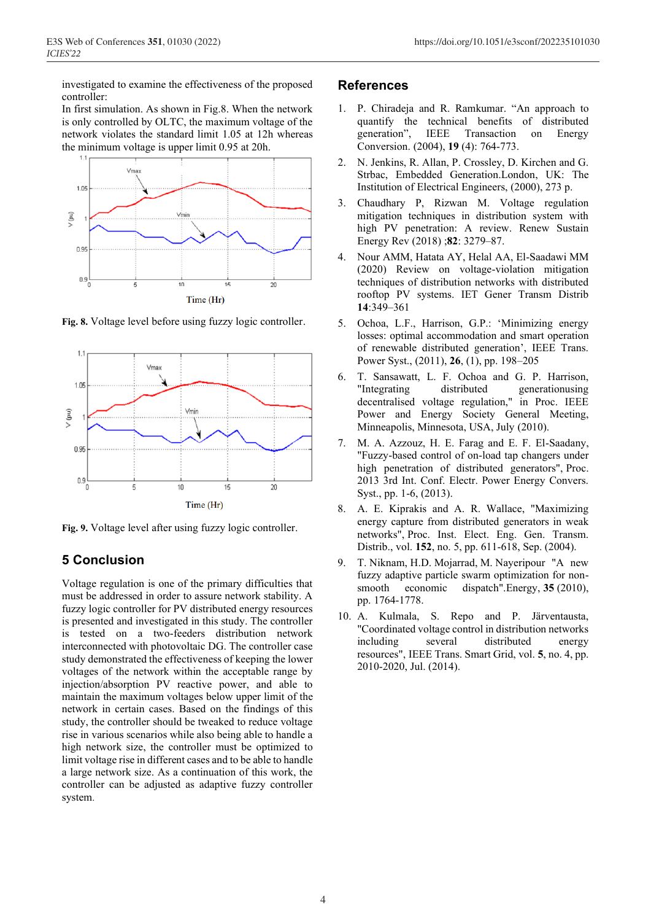investigated to examine the effectiveness of the proposed controller:

In first simulation. As shown in Fig.8. When the network is only controlled by OLTC, the maximum voltage of the network violates the standard limit 1.05 at 12h whereas the minimum voltage is upper limit 0.95 at 20h.

1.1
1.05
1
0.95
0.9
V (pu)
Vmax
Vmin
0
5
10
15
20
Time (Hr)

**Fig. 8.** Voltage level before using fuzzy logic controller.

1.1
1.05
1
0.95
0.9
V (pu)
Vmax
Vmin
0
5
10
15
20
Time (Hr)

**Fig. 9.** Voltage level after using fuzzy logic controller.

## 5 Conclusion

Voltage regulation is one of the primary difficulties that must be addressed in order to assure network stability. A fuzzy logic controller for PV distributed energy resources is presented and investigated in this study. The controller is tested on a two-feeders distribution network interconnected with photovoltaic DG. The controller case study demonstrated the effectiveness of keeping the lower voltages of the network within the acceptable range by injection/absorption PV reactive power, and able to maintain the maximum voltages below upper limit of the network in certain cases. Based on the findings of this study, the controller should be tweaked to reduce voltage rise in various scenarios while also being able to handle a high network size, the controller must be optimized to limit voltage rise in different cases and to be able to handle a large network size. As a continuation of this work, the controller can be adjusted as adaptive fuzzy controller system.

## References

1. P. Chiradeja and R. Ramkumar. "An approach to quantify the technical benefits of distributed generation", IEEE Transaction on Energy Conversion. (2004), **19** (4): 764-773.
2. N. Jenkins, R. Allan, P. Crossley, D. Kirchen and G. Strbac, Embedded Generation.London, UK: The Institution of Electrical Engineers, (2000), 273 p.
3. Chaudhary P, Rizwan M. Voltage regulation mitigation techniques in distribution system with high PV penetration: A review. Renew Sustain Energy Rev (2018) ;**82**: 3279–87.
4. Nour AMM, Hatata AY, Helal AA, El-Saadawi MM (2020) Review on voltage-violation mitigation techniques of distribution networks with distributed rooftop PV systems. IET Gener Transm Distrib **14**:349–361
5. Ochoa, L.F., Harrison, G.P.: 'Minimizing energy losses: optimal accommodation and smart operation of renewable distributed generation', IEEE Trans. Power Syst., (2011), **26**, (1), pp. 198–205
6. T. Sansawatt, L. F. Ochoa and G. P. Harrison, "Integrating distributed generationusing decentralised voltage regulation," in Proc. IEEE Power and Energy Society General Meeting, Minneapolis, Minnesota, USA, July (2010).
7. M. A. Azzouz, H. E. Farag and E. F. El-Saadany, "Fuzzy-based control of on-load tap changers under high penetration of distributed generators", Proc. 2013 3rd Int. Conf. Electr. Power Energy Convers. Syst., pp. 1-6, (2013).
8. A. E. Kiprakis and A. R. Wallace, "Maximizing energy capture from distributed generators in weak networks", Proc. Inst. Elect. Eng. Gen. Transm. Distrib., vol. **152**, no. 5, pp. 611-618, Sep. (2004).
9. T. Niknam, H.D. Mojarrad, M. Nayeripour "A new fuzzy adaptive particle swarm optimization for non-smooth economic dispatch".Energy, **35** (2010), pp. 1764-1778.
10. A. Kulmala, S. Repo and P. Järventausta, "Coordinated voltage control in distribution networks including several distributed energy resources", IEEE Trans. Smart Grid, vol. **5**, no. 4, pp. 2010-2020, Jul. (2014).